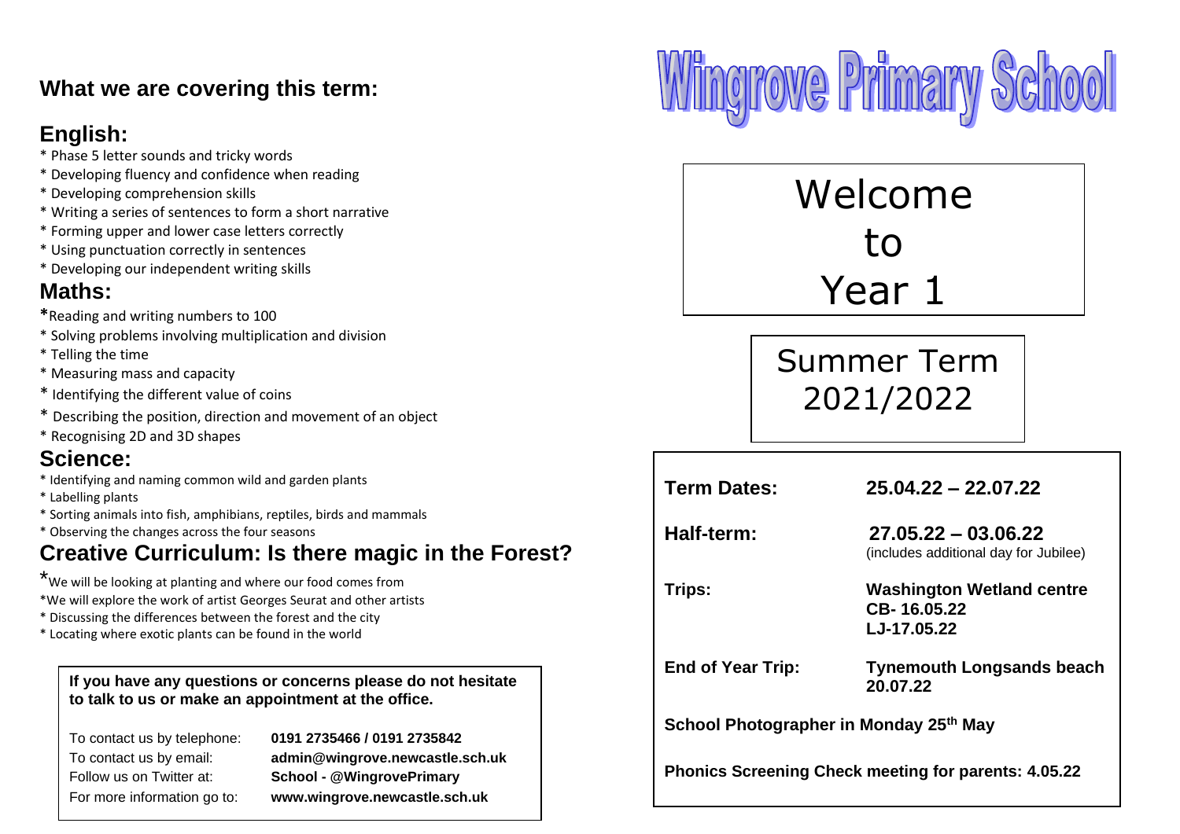# Wingrove Primary School

## Welcome to Year 1

## Summer Term 2021/2022

**Term Dates:** **25.04.22 – 22.07.22**

**Half-term:** **27.05.22 – 03.06.22**
(includes additional day for Jubilee)

**Trips:** **Washington Wetland centre**
**CB- 16.05.22**
**LJ-17.05.22**

**End of Year Trip:** **Tynemouth Longsands beach 20.07.22**

**School Photographer in Monday 25th May**

**Phonics Screening Check meeting for parents: 4.05.22**

## What we are covering this term:

### English:

* Phase 5 letter sounds and tricky words
* Developing fluency and confidence when reading
* Developing comprehension skills
* Writing a series of sentences to form a short narrative
* Forming upper and lower case letters correctly
* Using punctuation correctly in sentences
* Developing our independent writing skills

### Maths:

*Reading and writing numbers to 100
* Solving problems involving multiplication and division
* Telling the time
* Measuring mass and capacity
* Identifying the different value of coins
* Describing the position, direction and movement of an object
* Recognising 2D and 3D shapes

### Science:

* Identifying and naming common wild and garden plants
* Labelling plants
* Sorting animals into fish, amphibians, reptiles, birds and mammals
* Observing the changes across the four seasons

### Creative Curriculum: Is there magic in the Forest?

*We will be looking at planting and where our food comes from
*We will explore the work of artist Georges Seurat and other artists
* Discussing the differences between the forest and the city
* Locating where exotic plants can be found in the world

**If you have any questions or concerns please do not hesitate to talk to us or make an appointment at the office.**

| | |
|---|---|
| To contact us by telephone: | **0191 2735466 / 0191 2735842** |
| To contact us by email: | **admin@wingrove.newcastle.sch.uk** |
| Follow us on Twitter at: | **School - @WingrovePrimary** |
| For more information go to: | **www.wingrove.newcastle.sch.uk** |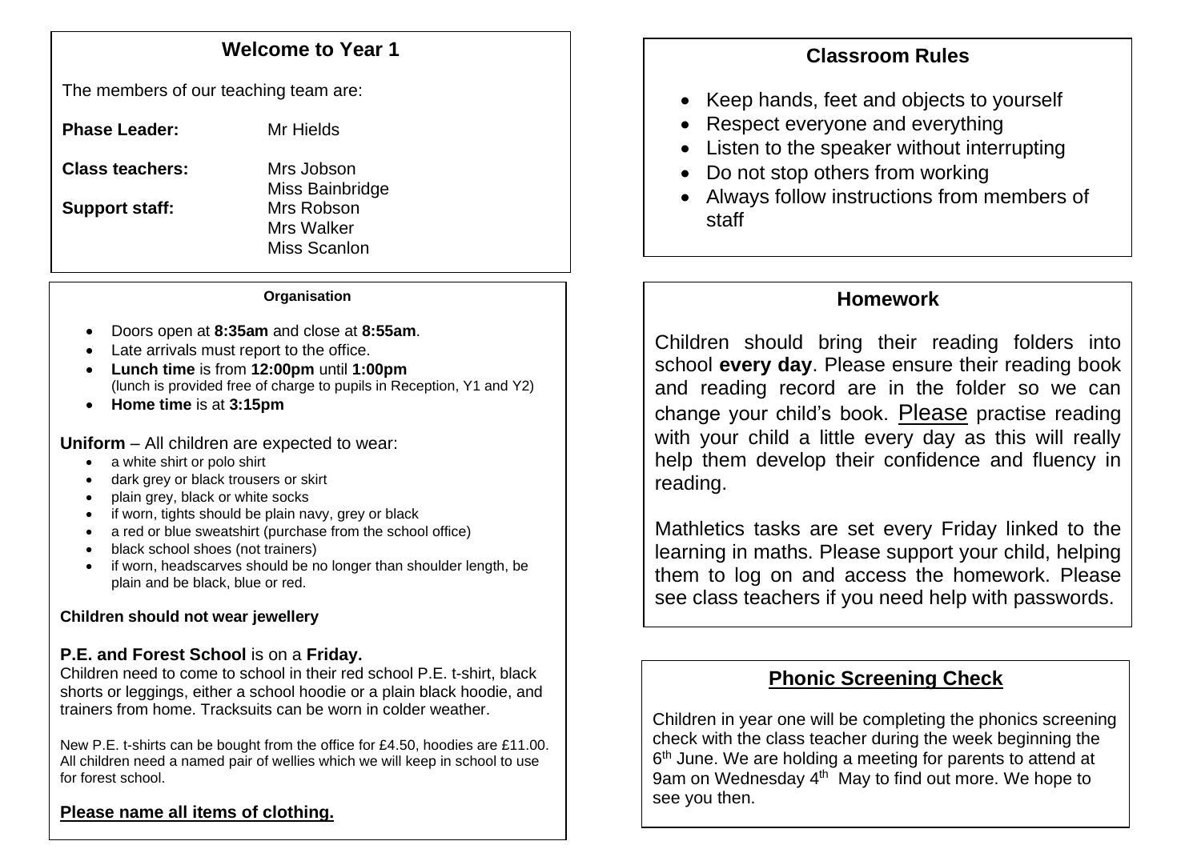## Welcome to Year 1

The members of our teaching team are:

| | |
|---|---|
| **Phase Leader:** | Mr Hields |
| **Class teachers:** | Mrs Jobson<br>Miss Bainbridge |
| **Support staff:** | Mrs Robson<br>Mrs Walker<br>Miss Scanlon |

### Organisation

- Doors open at **8:35am** and close at **8:55am**.
- Late arrivals must report to the office.
- **Lunch time** is from **12:00pm** until **1:00pm**
  (lunch is provided free of charge to pupils in Reception, Y1 and Y2)
- **Home time** is at **3:15pm**

**Uniform** – All children are expected to wear:

- a white shirt or polo shirt
- dark grey or black trousers or skirt
- plain grey, black or white socks
- if worn, tights should be plain navy, grey or black
- a red or blue sweatshirt (purchase from the school office)
- black school shoes (not trainers)
- if worn, headscarves should be no longer than shoulder length, be plain and be black, blue or red.

**Children should not wear jewellery**

**P.E. and Forest School** is on a **Friday.**
Children need to come to school in their red school P.E. t-shirt, black shorts or leggings, either a school hoodie or a plain black hoodie, and trainers from home. Tracksuits can be worn in colder weather.

New P.E. t-shirts can be bought from the office for £4.50, hoodies are £11.00. All children need a named pair of wellies which we will keep in school to use for forest school.

**Please name all items of clothing.**

## Classroom Rules

- Keep hands, feet and objects to yourself
- Respect everyone and everything
- Listen to the speaker without interrupting
- Do not stop others from working
- Always follow instructions from members of staff

## Homework

Children should bring their reading folders into school **every day**. Please ensure their reading book and reading record are in the folder so we can change your child's book. Please practise reading with your child a little every day as this will really help them develop their confidence and fluency in reading.

Mathletics tasks are set every Friday linked to the learning in maths. Please support your child, helping them to log on and access the homework. Please see class teachers if you need help with passwords.

## Phonic Screening Check

Children in year one will be completing the phonics screening check with the class teacher during the week beginning the 6th June. We are holding a meeting for parents to attend at 9am on Wednesday 4th May to find out more. We hope to see you then.